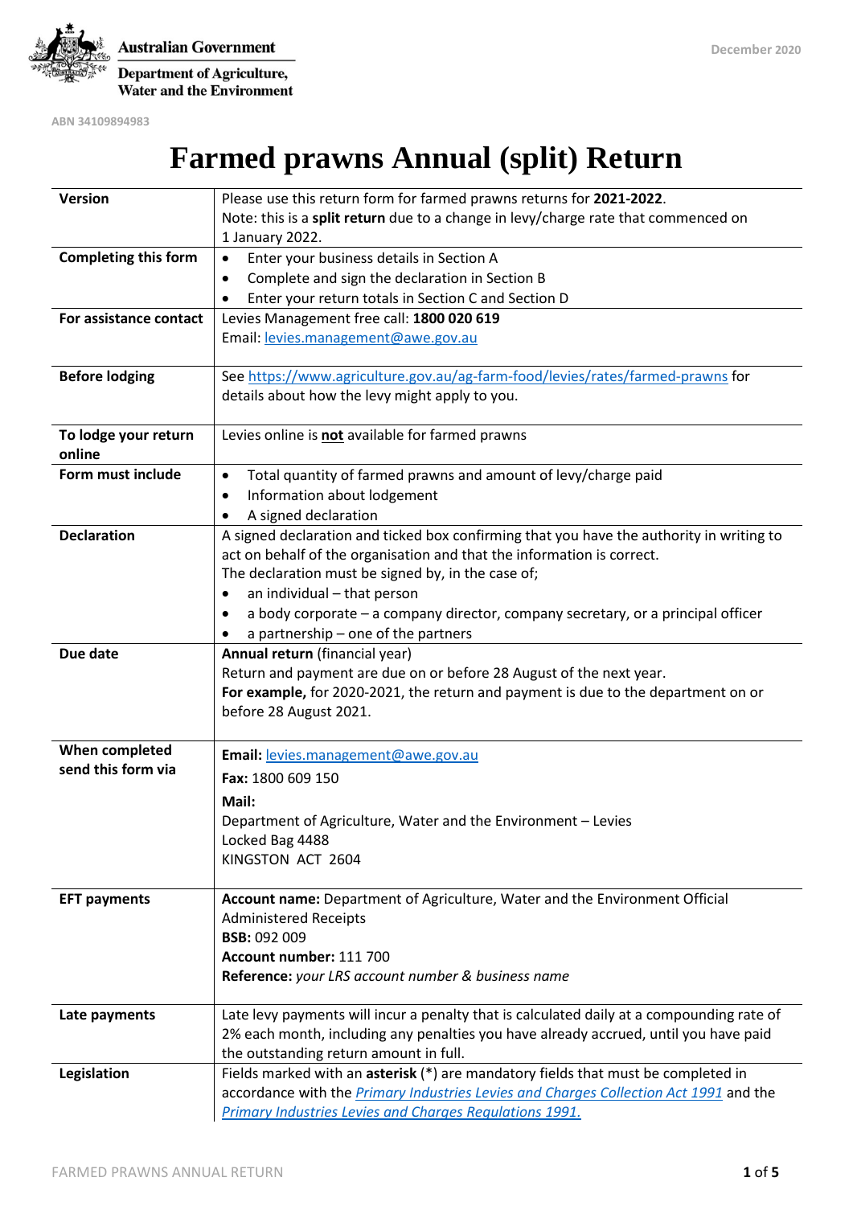Australian Government

Department of Agriculture, Water and the Environment

December 2020

ABN 34109894983

# Farmed prawns Annual (split) Return

| | |
|---|---|
| **Version** | Please use this return form for farmed prawns returns for **2021-2022**.<br>Note: this is a **split return** due to a change in levy/charge rate that commenced on 1 January 2022. |
| **Completing this form** | • Enter your business details in Section A<br>• Complete and sign the declaration in Section B<br>• Enter your return totals in Section C and Section D |
| **For assistance contact** | Levies Management free call: **1800 020 619**<br>Email: levies.management@awe.gov.au |
| **Before lodging** | See https://www.agriculture.gov.au/ag-farm-food/levies/rates/farmed-prawns for details about how the levy might apply to you. |
| **To lodge your return online** | Levies online is **not** available for farmed prawns |
| **Form must include** | • Total quantity of farmed prawns and amount of levy/charge paid<br>• Information about lodgement<br>• A signed declaration |
| **Declaration** | A signed declaration and ticked box confirming that you have the authority in writing to act on behalf of the organisation and that the information is correct.<br>The declaration must be signed by, in the case of;<br>• an individual – that person<br>• a body corporate – a company director, company secretary, or a principal officer<br>• a partnership – one of the partners |
| **Due date** | **Annual return** (financial year)<br>Return and payment are due on or before 28 August of the next year.<br>**For example,** for 2020-2021, the return and payment is due to the department on or before 28 August 2021. |
| **When completed send this form via** | **Email:** levies.management@awe.gov.au<br>**Fax:** 1800 609 150<br>**Mail:**<br>Department of Agriculture, Water and the Environment – Levies<br>Locked Bag 4488<br>KINGSTON ACT 2604 |
| **EFT payments** | **Account name:** Department of Agriculture, Water and the Environment Official Administered Receipts<br>**BSB:** 092 009<br>**Account number:** 111 700<br>**Reference:** *your LRS account number & business name* |
| **Late payments** | Late levy payments will incur a penalty that is calculated daily at a compounding rate of 2% each month, including any penalties you have already accrued, until you have paid the outstanding return amount in full. |
| **Legislation** | Fields marked with an **asterisk** (*) are mandatory fields that must be completed in accordance with the *Primary Industries Levies and Charges Collection Act 1991* and the *Primary Industries Levies and Charges Regulations 1991.* |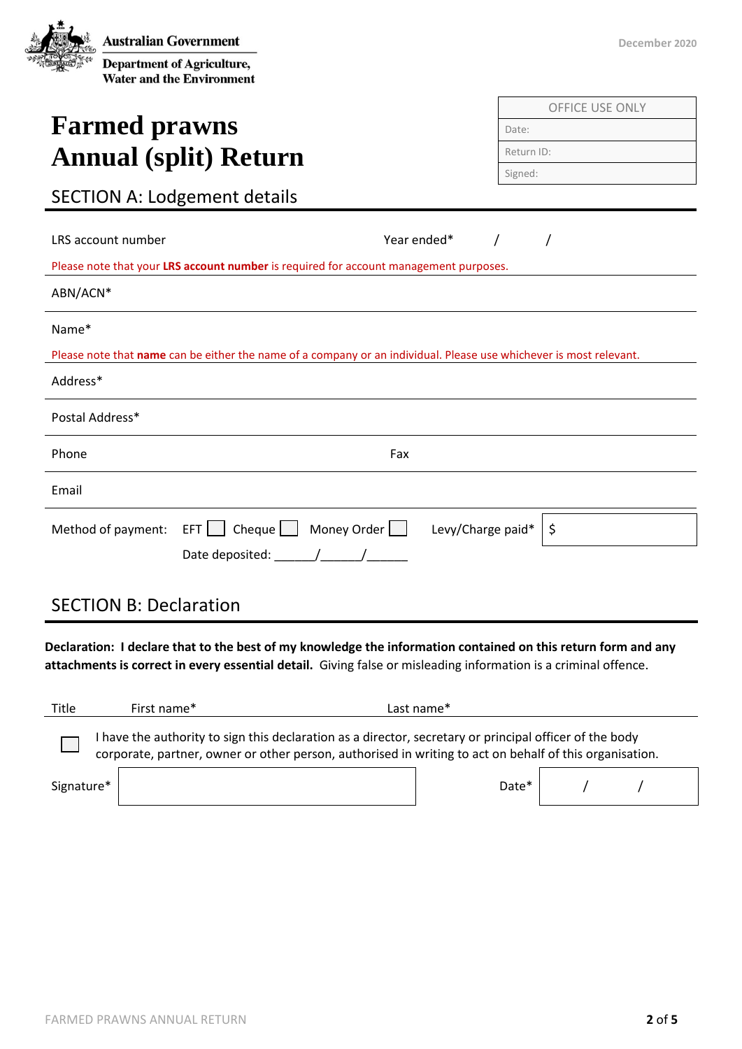Australian Government

Department of Agriculture, Water and the Environment

December 2020

| OFFICE USE ONLY |
|---|
| Date: |
| Return ID: |
| Signed: |

# Farmed prawns Annual (split) Return

## SECTION A: Lodgement details

LRS account number | Year ended* / /

Please note that your **LRS account number** is required for account management purposes.

ABN/ACN*

Name*

Please note that **name** can be either the name of a company or an individual. Please use whichever is most relevant.

Address*

Postal Address*

Phone | Fax

Email

Method of payment: EFT ☐ Cheque ☐ Money Order ☐ | Levy/Charge paid* $

Date deposited: ______/______/______

## SECTION B: Declaration

**Declaration: I declare that to the best of my knowledge the information contained on this return form and any attachments is correct in every essential detail.** Giving false or misleading information is a criminal offence.

Title | First name* | Last name*

☐ I have the authority to sign this declaration as a director, secretary or principal officer of the body corporate, partner, owner or other person, authorised in writing to act on behalf of this organisation.

Signature* | Date* / /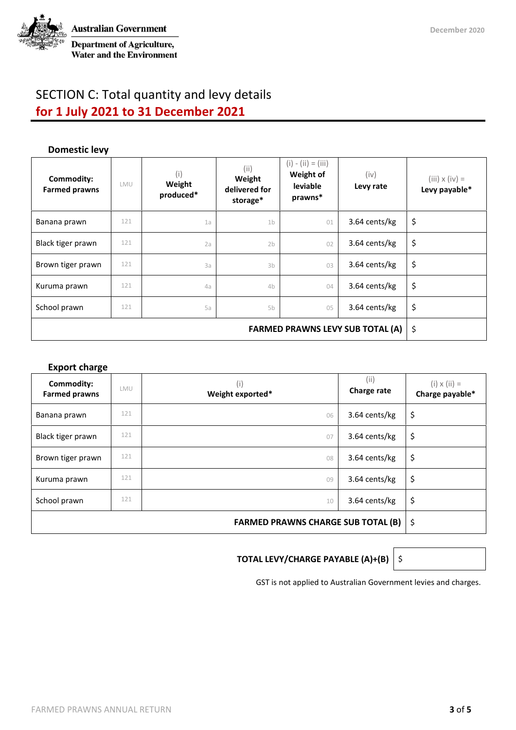Australian Government

Department of Agriculture, Water and the Environment

December 2020

# SECTION C: Total quantity and levy details
## for 1 July 2021 to 31 December 2021

### Domestic levy

| Commodity: Farmed prawns | LMU | (i) Weight produced* | (ii) Weight delivered for storage* | (i) - (ii) = (iii) Weight of leviable prawns* | (iv) Levy rate | (iii) x (iv) = Levy payable* |
|---|---|---|---|---|---|---|
| Banana prawn | 121 | 1a | 1b | 01 | 3.64 cents/kg | $ |
| Black tiger prawn | 121 | 2a | 2b | 02 | 3.64 cents/kg | $ |
| Brown tiger prawn | 121 | 3a | 3b | 03 | 3.64 cents/kg | $ |
| Kuruma prawn | 121 | 4a | 4b | 04 | 3.64 cents/kg | $ |
| School prawn | 121 | 5a | 5b | 05 | 3.64 cents/kg | $ |
| **FARMED PRAWNS LEVY SUB TOTAL (A)** | | | | | | $ |

### Export charge

| Commodity: Farmed prawns | LMU | (i) Weight exported* | (ii) Charge rate | (i) x (ii) = Charge payable* |
|---|---|---|---|---|
| Banana prawn | 121 | 06 | 3.64 cents/kg | $ |
| Black tiger prawn | 121 | 07 | 3.64 cents/kg | $ |
| Brown tiger prawn | 121 | 08 | 3.64 cents/kg | $ |
| Kuruma prawn | 121 | 09 | 3.64 cents/kg | $ |
| School prawn | 121 | 10 | 3.64 cents/kg | $ |
| **FARMED PRAWNS CHARGE SUB TOTAL (B)** | | | | $ |

**TOTAL LEVY/CHARGE PAYABLE (A)+(B)** $

GST is not applied to Australian Government levies and charges.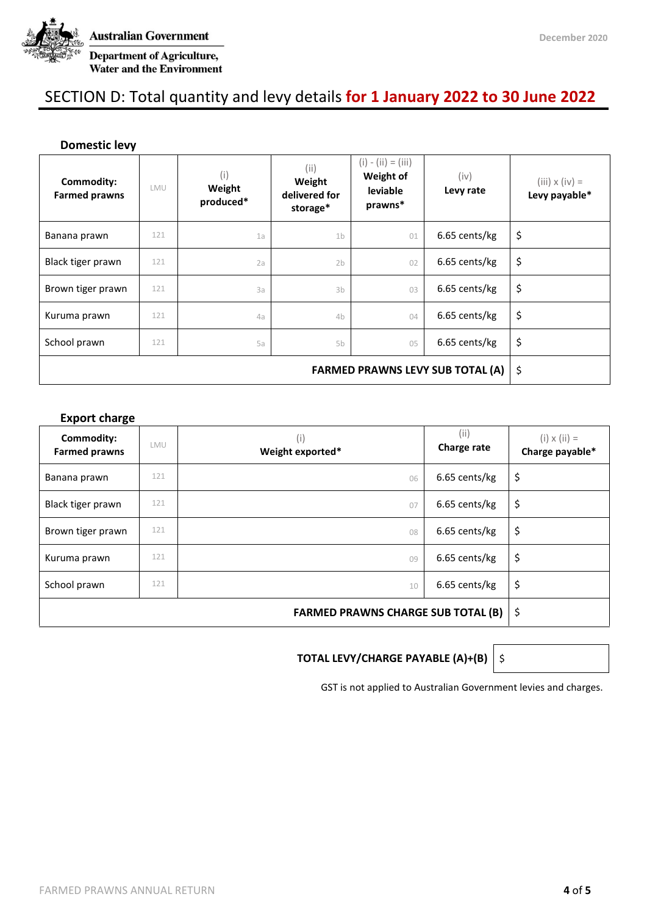Australian Government
Department of Agriculture, Water and the Environment

December 2020

# SECTION D: Total quantity and levy details **for 1 January 2022 to 30 June 2022**

### Domestic levy

| Commodity: Farmed prawns | LMU | (i) Weight produced* | (ii) Weight delivered for storage* | (i) - (ii) = (iii) Weight of leviable prawns* | (iv) Levy rate | (iii) x (iv) = Levy payable* |
|---|---|---|---|---|---|---|
| Banana prawn | 121 | 1a | 1b | 01 | 6.65 cents/kg | $ |
| Black tiger prawn | 121 | 2a | 2b | 02 | 6.65 cents/kg | $ |
| Brown tiger prawn | 121 | 3a | 3b | 03 | 6.65 cents/kg | $ |
| Kuruma prawn | 121 | 4a | 4b | 04 | 6.65 cents/kg | $ |
| School prawn | 121 | 5a | 5b | 05 | 6.65 cents/kg | $ |
| **FARMED PRAWNS LEVY SUB TOTAL (A)** | | | | | | $ |

### Export charge

| Commodity: Farmed prawns | LMU | (i) Weight exported* | (ii) Charge rate | (i) x (ii) = Charge payable* |
|---|---|---|---|---|
| Banana prawn | 121 | 06 | 6.65 cents/kg | $ |
| Black tiger prawn | 121 | 07 | 6.65 cents/kg | $ |
| Brown tiger prawn | 121 | 08 | 6.65 cents/kg | $ |
| Kuruma prawn | 121 | 09 | 6.65 cents/kg | $ |
| School prawn | 121 | 10 | 6.65 cents/kg | $ |
| **FARMED PRAWNS CHARGE SUB TOTAL (B)** | | | | $ |

| **TOTAL LEVY/CHARGE PAYABLE (A)+(B)** | $ |
|---|---|

GST is not applied to Australian Government levies and charges.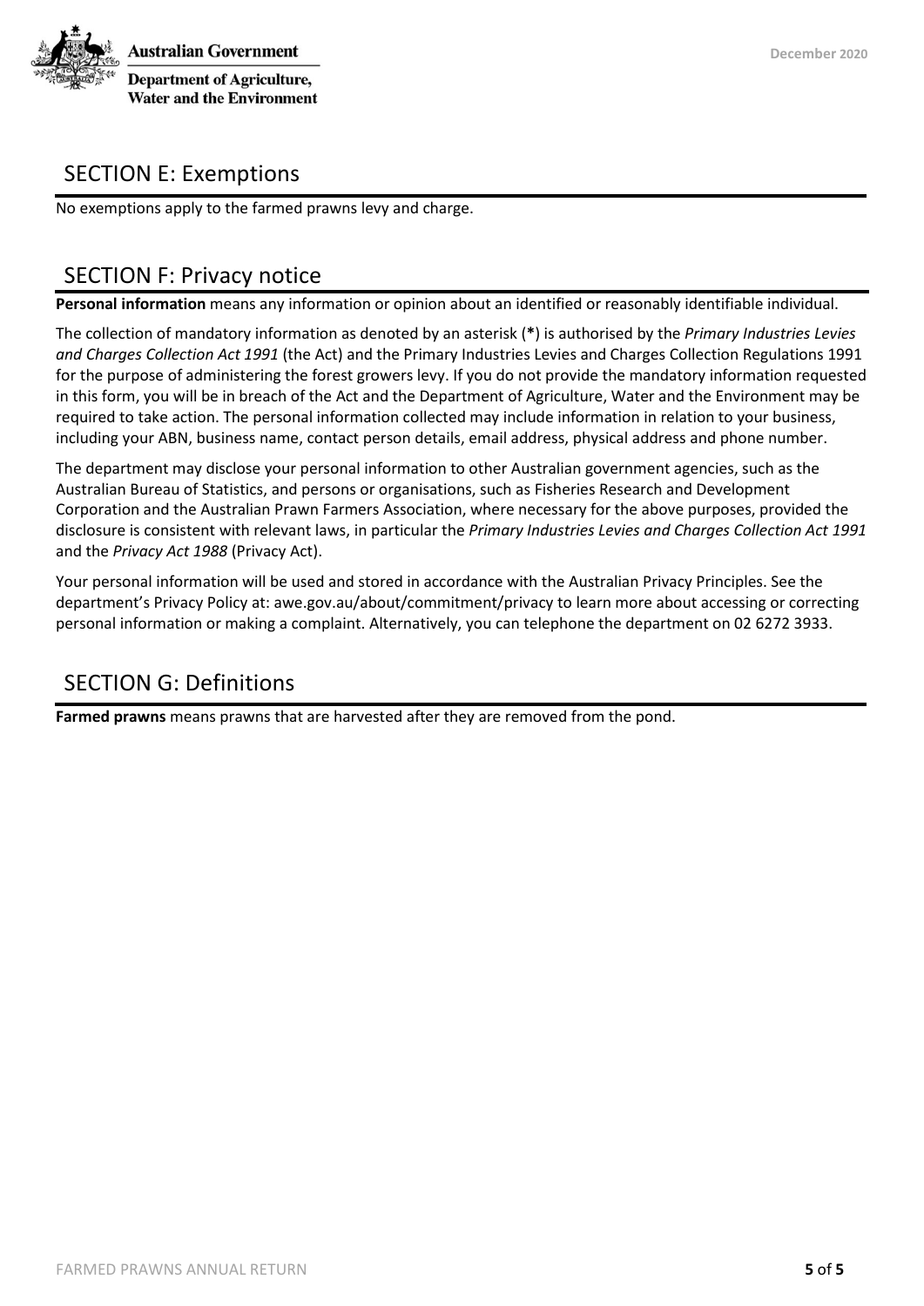## SECTION E: Exemptions

No exemptions apply to the farmed prawns levy and charge.

## SECTION F: Privacy notice

**Personal information** means any information or opinion about an identified or reasonably identifiable individual.

The collection of mandatory information as denoted by an asterisk (**\***) is authorised by the *Primary Industries Levies and Charges Collection Act 1991* (the Act) and the Primary Industries Levies and Charges Collection Regulations 1991 for the purpose of administering the forest growers levy. If you do not provide the mandatory information requested in this form, you will be in breach of the Act and the Department of Agriculture, Water and the Environment may be required to take action. The personal information collected may include information in relation to your business, including your ABN, business name, contact person details, email address, physical address and phone number.

The department may disclose your personal information to other Australian government agencies, such as the Australian Bureau of Statistics, and persons or organisations, such as Fisheries Research and Development Corporation and the Australian Prawn Farmers Association, where necessary for the above purposes, provided the disclosure is consistent with relevant laws, in particular the *Primary Industries Levies and Charges Collection Act 1991* and the *Privacy Act 1988* (Privacy Act).

Your personal information will be used and stored in accordance with the Australian Privacy Principles. See the department's Privacy Policy at: awe.gov.au/about/commitment/privacy to learn more about accessing or correcting personal information or making a complaint. Alternatively, you can telephone the department on 02 6272 3933.

## SECTION G: Definitions

**Farmed prawns** means prawns that are harvested after they are removed from the pond.